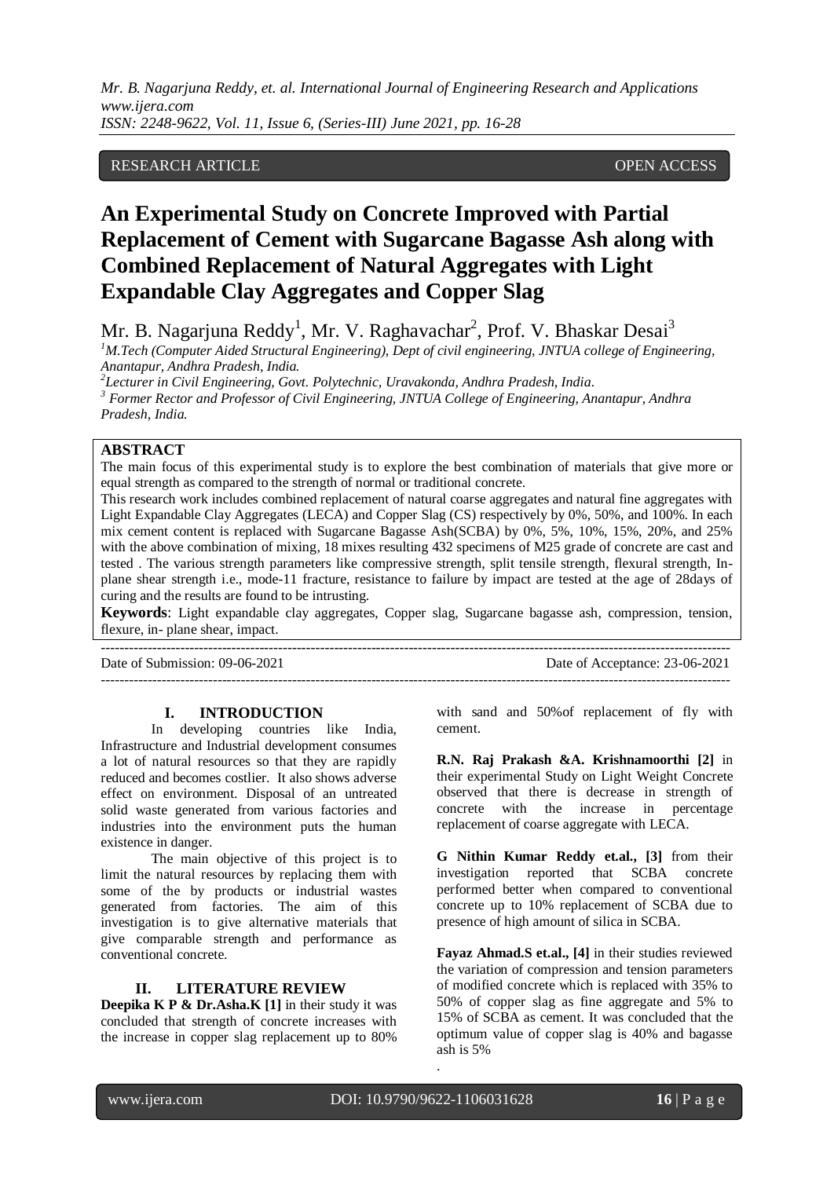RESEARCH ARTICLE OPEN ACCESS

# An Experimental Study on Concrete Improved with Partial Replacement of Cement with Sugarcane Bagasse Ash along with Combined Replacement of Natural Aggregates with Light Expandable Clay Aggregates and Copper Slag

Mr. B. Nagarjuna Reddy[1], Mr. V. Raghavachar[2], Prof. V. Bhaskar Desai[3]

[1] *M.Tech (Computer Aided Structural Engineering), Dept of civil engineering, JNTUA college of Engineering, Anantapur, Andhra Pradesh, India.*

[2] *Lecturer in Civil Engineering, Govt. Polytechnic, Uravakonda, Andhra Pradesh, India.*

[3] *Former Rector and Professor of Civil Engineering, JNTUA College of Engineering, Anantapur, Andhra Pradesh, India.*

## ABSTRACT

The main focus of this experimental study is to explore the best combination of materials that give more or equal strength as compared to the strength of normal or traditional concrete.

This research work includes combined replacement of natural coarse aggregates and natural fine aggregates with Light Expandable Clay Aggregates (LECA) and Copper Slag (CS) respectively by 0%, 50%, and 100%. In each mix cement content is replaced with Sugarcane Bagasse Ash(SCBA) by 0%, 5%, 10%, 15%, 20%, and 25% with the above combination of mixing, 18 mixes resulting 432 specimens of M25 grade of concrete are cast and tested . The various strength parameters like compressive strength, split tensile strength, flexural strength, In-plane shear strength i.e., mode-11 fracture, resistance to failure by impact are tested at the age of 28days of curing and the results are found to be intrusting.

**Keywords**: Light expandable clay aggregates, Copper slag, Sugarcane bagasse ash, compression, tension, flexure, in- plane shear, impact.

Date of Submission: 09-06-2021 Date of Acceptance: 23-06-2021

## I. INTRODUCTION

In developing countries like India, Infrastructure and Industrial development consumes a lot of natural resources so that they are rapidly reduced and becomes costlier. It also shows adverse effect on environment. Disposal of an untreated solid waste generated from various factories and industries into the environment puts the human existence in danger.

The main objective of this project is to limit the natural resources by replacing them with some of the by products or industrial wastes generated from factories. The aim of this investigation is to give alternative materials that give comparable strength and performance as conventional concrete.

## II. LITERATURE REVIEW

**Deepika K P & Dr.Asha.K [1]** in their study it was concluded that strength of concrete increases with the increase in copper slag replacement up to 80% with sand and 50%of replacement of fly with cement.

**R.N. Raj Prakash &A. Krishnamoorthi [2]** in their experimental Study on Light Weight Concrete observed that there is decrease in strength of concrete with the increase in percentage replacement of coarse aggregate with LECA.

**G Nithin Kumar Reddy et.al., [3]** from their investigation reported that SCBA concrete performed better when compared to conventional concrete up to 10% replacement of SCBA due to presence of high amount of silica in SCBA.

**Fayaz Ahmad.S et.al., [4]** in their studies reviewed the variation of compression and tension parameters of modified concrete which is replaced with 35% to 50% of copper slag as fine aggregate and 5% to 15% of SCBA as cement. It was concluded that the optimum value of copper slag is 40% and bagasse ash is 5%

.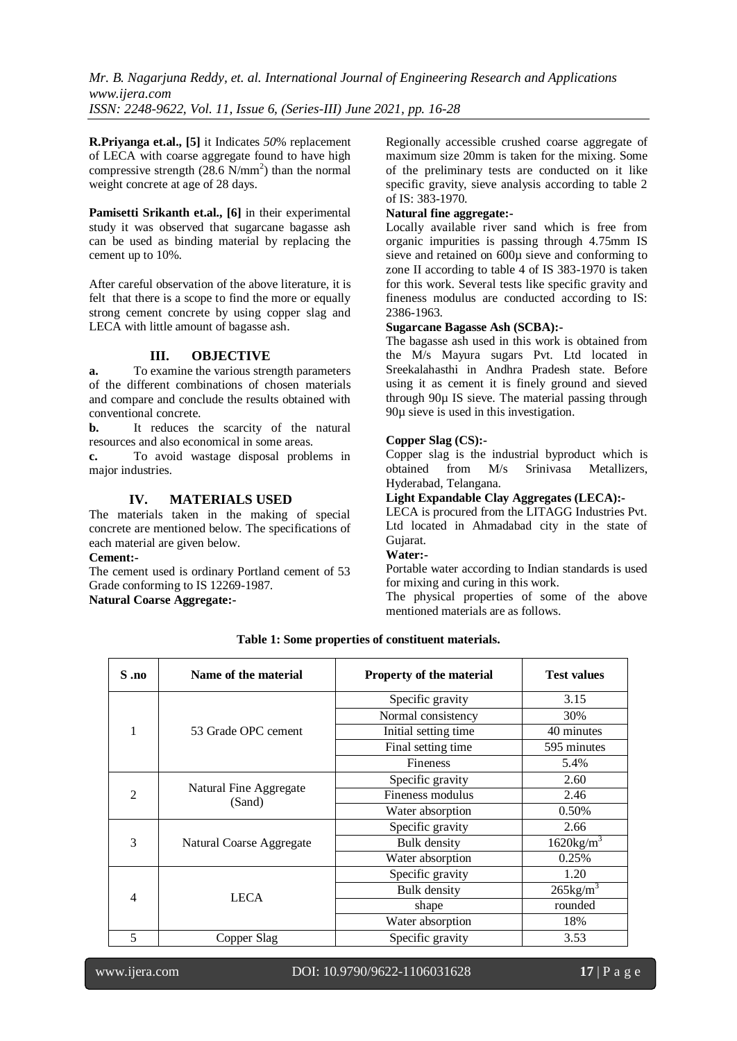**R.Priyanga et.al., [5]** it Indicates *50%* replacement of LECA with coarse aggregate found to have high compressive strength (28.6 $N/mm^2$) than the normal weight concrete at age of 28 days.

**Pamisetti Srikanth et.al., [6]** in their experimental study it was observed that sugarcane bagasse ash can be used as binding material by replacing the cement up to 10%.

After careful observation of the above literature, it is felt that there is a scope to find the more or equally strong cement concrete by using copper slag and LECA with little amount of bagasse ash.

## III. OBJECTIVE

**a.** To examine the various strength parameters of the different combinations of chosen materials and compare and conclude the results obtained with conventional concrete.

**b.** It reduces the scarcity of the natural resources and also economical in some areas.

**c.** To avoid wastage disposal problems in major industries.

## IV. MATERIALS USED

The materials taken in the making of special concrete are mentioned below. The specifications of each material are given below.

**Cement:-**

The cement used is ordinary Portland cement of 53 Grade conforming to IS 12269-1987.

**Natural Coarse Aggregate:-**

Regionally accessible crushed coarse aggregate of maximum size 20mm is taken for the mixing. Some of the preliminary tests are conducted on it like specific gravity, sieve analysis according to table 2 of IS: 383-1970.

**Natural fine aggregate:-**

Locally available river sand which is free from organic impurities is passing through 4.75mm IS sieve and retained on 600µ sieve and conforming to zone II according to table 4 of IS 383-1970 is taken for this work. Several tests like specific gravity and fineness modulus are conducted according to IS: 2386-1963.

**Sugarcane Bagasse Ash (SCBA):-**

The bagasse ash used in this work is obtained from the M/s Mayura sugars Pvt. Ltd located in Sreekalahasthi in Andhra Pradesh state. Before using it as cement it is finely ground and sieved through 90µ IS sieve. The material passing through 90µ sieve is used in this investigation.

**Copper Slag (CS):-**

Copper slag is the industrial byproduct which is obtained from M/s Srinivasa Metallizers, Hyderabad, Telangana.

**Light Expandable Clay Aggregates (LECA):-**

LECA is procured from the LITAGG Industries Pvt. Ltd located in Ahmadabad city in the state of Gujarat.

**Water:-**

Portable water according to Indian standards is used for mixing and curing in this work.

The physical properties of some of the above mentioned materials are as follows.

**Table 1: Some properties of constituent materials.**

| S .no | Name of the material | Property of the material | Test values |
|---|---|---|---|
| 1 | 53 Grade OPC cement | Specific gravity | 3.15 |
| | | Normal consistency | 30% |
| | | Initial setting time | 40 minutes |
| | | Final setting time | 595 minutes |
| | | Fineness | 5.4% |
| 2 | Natural Fine Aggregate (Sand) | Specific gravity | 2.60 |
| | | Fineness modulus | 2.46 |
| | | Water absorption | 0.50% |
| 3 | Natural Coarse Aggregate | Specific gravity | 2.66 |
| | | Bulk density | $1620kg/m^3$ |
| | | Water absorption | 0.25% |
| 4 | LECA | Specific gravity | 1.20 |
| | | Bulk density | $265kg/m^3$ |
| | | shape | rounded |
| | | Water absorption | 18% |
| 5 | Copper Slag | Specific gravity | 3.53 |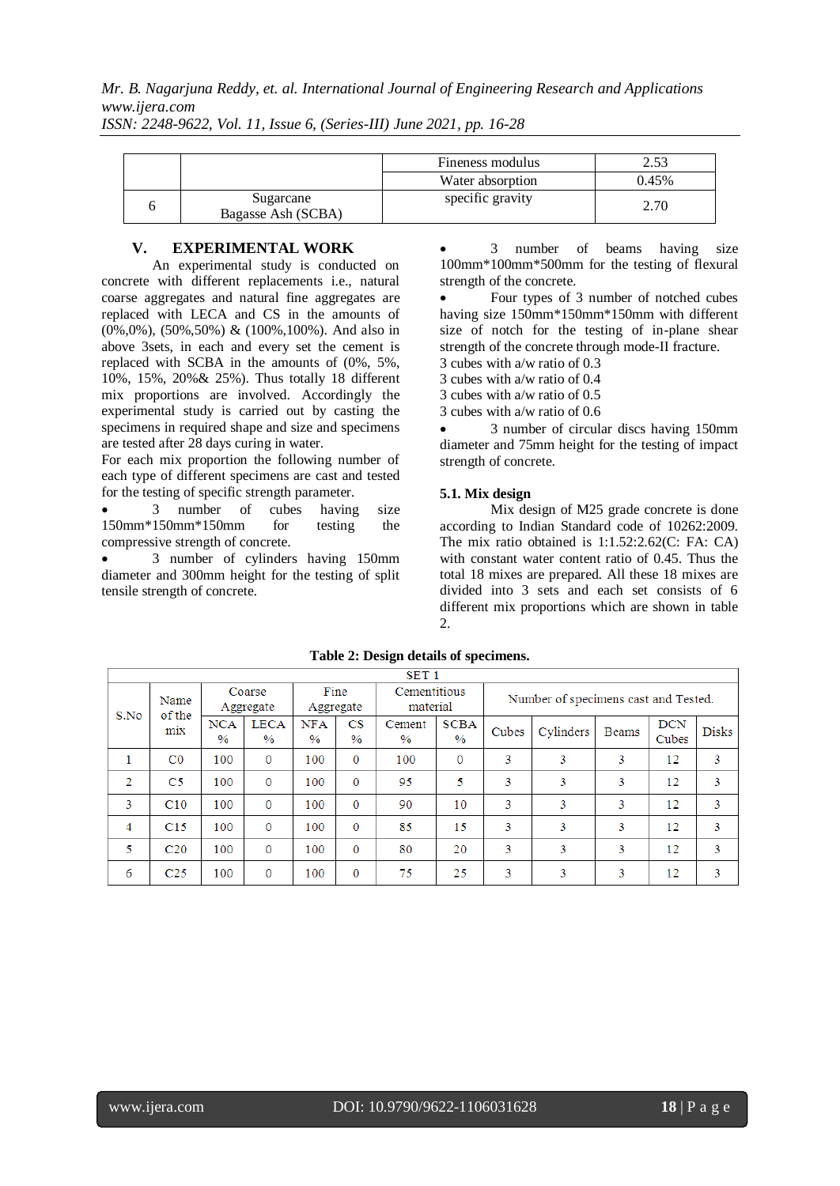| | | Fineness modulus | 2.53 |
|---|---|---|---|
| | | Water absorption | 0.45% |
| 6 | Sugarcane Bagasse Ash (SCBA) | specific gravity | 2.70 |

## V. EXPERIMENTAL WORK

An experimental study is conducted on concrete with different replacements i.e., natural coarse aggregates and natural fine aggregates are replaced with LECA and CS in the amounts of (0%,0%), (50%,50%) & (100%,100%). And also in above 3sets, in each and every set the cement is replaced with SCBA in the amounts of (0%, 5%, 10%, 15%, 20%& 25%). Thus totally 18 different mix proportions are involved. Accordingly the experimental study is carried out by casting the specimens in required shape and size and specimens are tested after 28 days curing in water.

For each mix proportion the following number of each type of different specimens are cast and tested for the testing of specific strength parameter.

- 3 number of cubes having size 150mm*150mm*150mm for testing the compressive strength of concrete.
- 3 number of cylinders having 150mm diameter and 300mm height for the testing of split tensile strength of concrete.
- 3 number of beams having size 100mm*100mm*500mm for the testing of flexural strength of the concrete.
- Four types of 3 number of notched cubes having size 150mm*150mm*150mm with different size of notch for the testing of in-plane shear strength of the concrete through mode-II fracture.

3 cubes with a/w ratio of 0.3
3 cubes with a/w ratio of 0.4
3 cubes with a/w ratio of 0.5
3 cubes with a/w ratio of 0.6

- 3 number of circular discs having 150mm diameter and 75mm height for the testing of impact strength of concrete.

### 5.1. Mix design

Mix design of M25 grade concrete is done according to Indian Standard code of 10262:2009. The mix ratio obtained is 1:1.52:2.62(C: FA: CA) with constant water content ratio of 0.45. Thus the total 18 mixes are prepared. All these 18 mixes are divided into 3 sets and each set consists of 6 different mix proportions which are shown in table 2.

**Table 2: Design details of specimens.**

| SET 1 | | | | | | | | | | | | | |
|---|---|---|---|---|---|---|---|---|---|---|---|---|---|
| S.No | Name of the mix | Coarse Aggregate | | Fine Aggregate | | Cementitious material | | Number of specimens cast and Tested. | | | | |
| | | NCA % | LECA % | NFA % | CS % | Cement % | SCBA % | Cubes | Cylinders | Beams | DCN Cubes | Disks |
| 1 | C0 | 100 | 0 | 100 | 0 | 100 | 0 | 3 | 3 | 3 | 12 | 3 |
| 2 | C5 | 100 | 0 | 100 | 0 | 95 | 5 | 3 | 3 | 3 | 12 | 3 |
| 3 | C10 | 100 | 0 | 100 | 0 | 90 | 10 | 3 | 3 | 3 | 12 | 3 |
| 4 | C15 | 100 | 0 | 100 | 0 | 85 | 15 | 3 | 3 | 3 | 12 | 3 |
| 5 | C20 | 100 | 0 | 100 | 0 | 80 | 20 | 3 | 3 | 3 | 12 | 3 |
| 6 | C25 | 100 | 0 | 100 | 0 | 75 | 25 | 3 | 3 | 3 | 12 | 3 |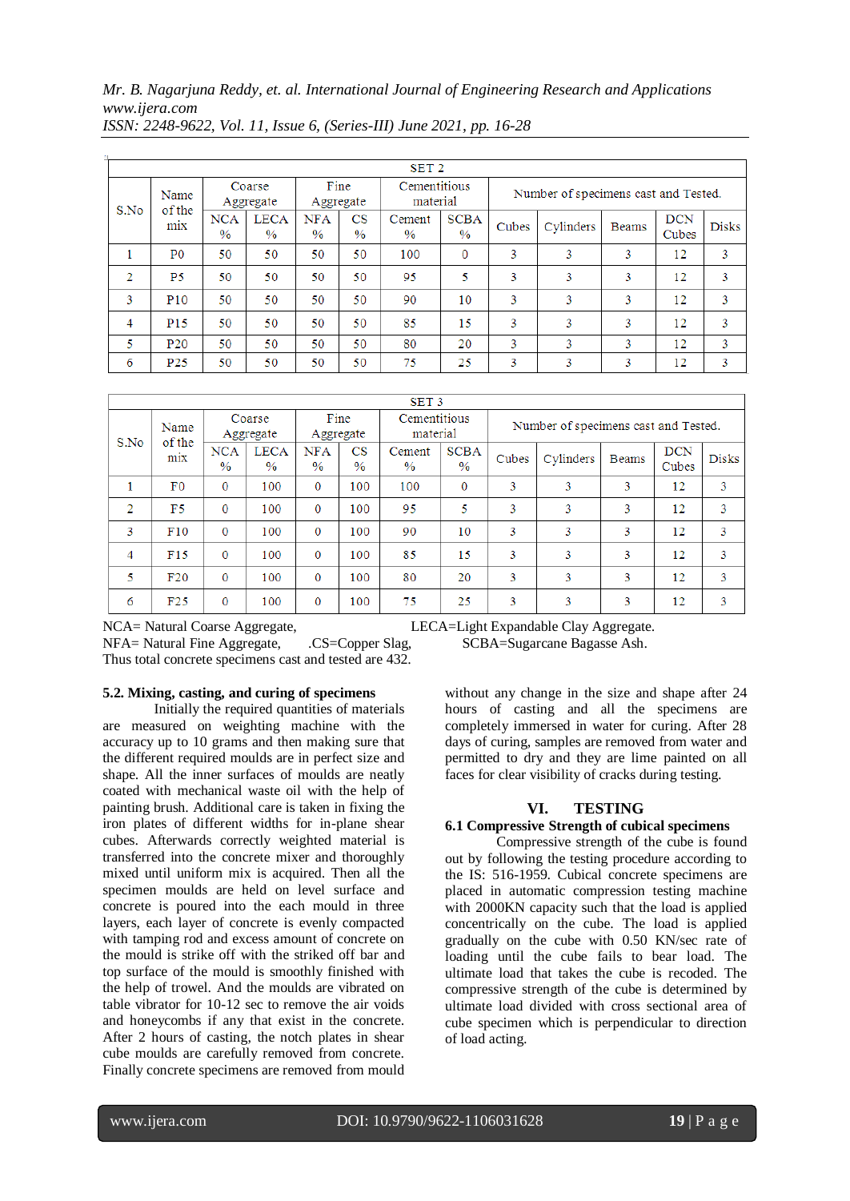| SET 2 | | | | | | | | | | | | | |
|---|---|---|---|---|---|---|---|---|---|---|---|---|---|
| S.No | Name of the mix | Coarse Aggregate | | Fine Aggregate | | Cementitious material | | Number of specimens cast and Tested. | | | | | |
| | | NCA % | LECA % | NFA % | CS % | Cement % | SCBA % | Cubes | Cylinders | Beams | DCN Cubes | Disks |
| 1 | P0 | 50 | 50 | 50 | 50 | 100 | 0 | 3 | 3 | 3 | 12 | 3 |
| 2 | P5 | 50 | 50 | 50 | 50 | 95 | 5 | 3 | 3 | 3 | 12 | 3 |
| 3 | P10 | 50 | 50 | 50 | 50 | 90 | 10 | 3 | 3 | 3 | 12 | 3 |
| 4 | P15 | 50 | 50 | 50 | 50 | 85 | 15 | 3 | 3 | 3 | 12 | 3 |
| 5 | P20 | 50 | 50 | 50 | 50 | 80 | 20 | 3 | 3 | 3 | 12 | 3 |
| 6 | P25 | 50 | 50 | 50 | 50 | 75 | 25 | 3 | 3 | 3 | 12 | 3 |

| SET 3 | | | | | | | | | | | | |
|---|---|---|---|---|---|---|---|---|---|---|---|---|
| S.No | Name of the mix | Coarse Aggregate | | Fine Aggregate | | Cementitious material | | Number of specimens cast and Tested. | | | | |
| | | NCA % | LECA % | NFA % | CS % | Cement % | SCBA % | Cubes | Cylinders | Beams | DCN Cubes | Disks |
| 1 | F0 | 0 | 100 | 0 | 100 | 100 | 0 | 3 | 3 | 3 | 12 | 3 |
| 2 | F5 | 0 | 100 | 0 | 100 | 95 | 5 | 3 | 3 | 3 | 12 | 3 |
| 3 | F10 | 0 | 100 | 0 | 100 | 90 | 10 | 3 | 3 | 3 | 12 | 3 |
| 4 | F15 | 0 | 100 | 0 | 100 | 85 | 15 | 3 | 3 | 3 | 12 | 3 |
| 5 | F20 | 0 | 100 | 0 | 100 | 80 | 20 | 3 | 3 | 3 | 12 | 3 |
| 6 | F25 | 0 | 100 | 0 | 100 | 75 | 25 | 3 | 3 | 3 | 12 | 3 |

NCA= Natural Coarse Aggregate, LECA=Light Expandable Clay Aggregate.
NFA= Natural Fine Aggregate, .CS=Copper Slag, SCBA=Sugarcane Bagasse Ash.
Thus total concrete specimens cast and tested are 432.

### 5.2. Mixing, casting, and curing of specimens

Initially the required quantities of materials are measured on weighting machine with the accuracy up to 10 grams and then making sure that the different required moulds are in perfect size and shape. All the inner surfaces of moulds are neatly coated with mechanical waste oil with the help of painting brush. Additional care is taken in fixing the iron plates of different widths for in-plane shear cubes. Afterwards correctly weighted material is transferred into the concrete mixer and thoroughly mixed until uniform mix is acquired. Then all the specimen moulds are held on level surface and concrete is poured into the each mould in three layers, each layer of concrete is evenly compacted with tamping rod and excess amount of concrete on the mould is strike off with the striked off bar and top surface of the mould is smoothly finished with the help of trowel. And the moulds are vibrated on table vibrator for 10-12 sec to remove the air voids and honeycombs if any that exist in the concrete. After 2 hours of casting, the notch plates in shear cube moulds are carefully removed from concrete. Finally concrete specimens are removed from mould without any change in the size and shape after 24 hours of casting and all the specimens are completely immersed in water for curing. After 28 days of curing, samples are removed from water and permitted to dry and they are lime painted on all faces for clear visibility of cracks during testing.

## VI. TESTING

### 6.1 Compressive Strength of cubical specimens

Compressive strength of the cube is found out by following the testing procedure according to the IS: 516-1959. Cubical concrete specimens are placed in automatic compression testing machine with 2000KN capacity such that the load is applied concentrically on the cube. The load is applied gradually on the cube with 0.50 KN/sec rate of loading until the cube fails to bear load. The ultimate load that takes the cube is recoded. The compressive strength of the cube is determined by ultimate load divided with cross sectional area of cube specimen which is perpendicular to direction of load acting.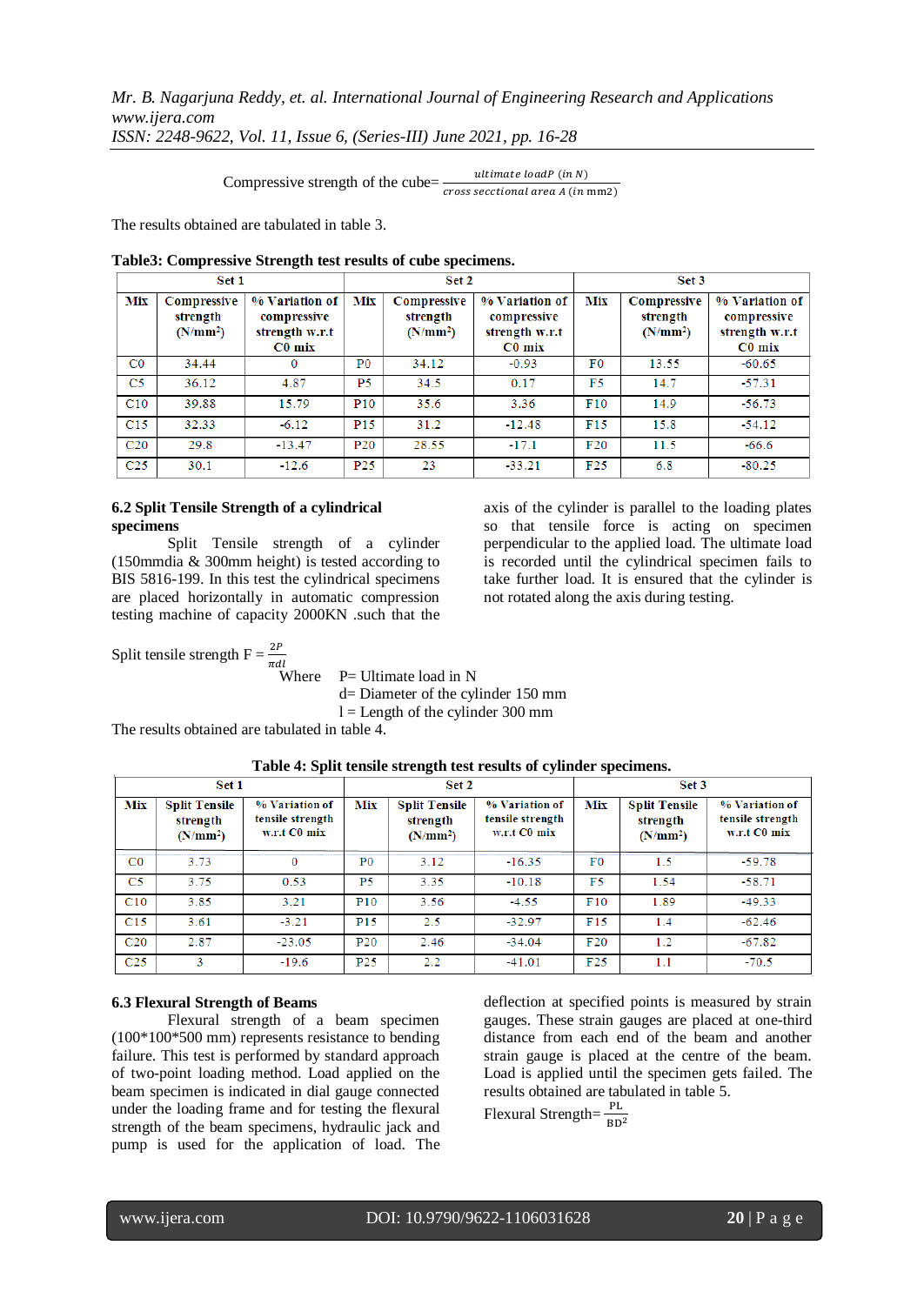$$\text{Compressive strength of the cube} = \frac{ultimate\ loadP\ (in\ N)}{cross\ secctional\ area\ A\ (in\ mm2)}$$

The results obtained are tabulated in table 3.

**Table3: Compressive Strength test results of cube specimens.**

| Set 1 | | | Set 2 | | | Set 3 | | |
|---|---|---|---|---|---|---|---|---|
| Mix | Compressive strength (N/mm²) | % Variation of compressive strength w.r.t C0 mix | Mix | Compressive strength (N/mm²) | % Variation of compressive strength w.r.t C0 mix | Mix | Compressive strength (N/mm²) | % Variation of compressive strength w.r.t C0 mix |
| C0 | 34.44 | 0 | P0 | 34.12 | -0.93 | F0 | 13.55 | -60.65 |
| C5 | 36.12 | 4.87 | P5 | 34.5 | 0.17 | F5 | 14.7 | -57.31 |
| C10 | 39.88 | 15.79 | P10 | 35.6 | 3.36 | F10 | 14.9 | -56.73 |
| C15 | 32.33 | -6.12 | P15 | 31.2 | -12.48 | F15 | 15.8 | -54.12 |
| C20 | 29.8 | -13.47 | P20 | 28.55 | -17.1 | F20 | 11.5 | -66.6 |
| C25 | 30.1 | -12.6 | P25 | 23 | -33.21 | F25 | 6.8 | -80.25 |

### 6.2 Split Tensile Strength of a cylindrical specimens

Split Tensile strength of a cylinder (150mmdia & 300mm height) is tested according to BIS 5816-199. In this test the cylindrical specimens are placed horizontally in automatic compression testing machine of capacity 2000KN .such that the axis of the cylinder is parallel to the loading plates so that tensile force is acting on specimen perpendicular to the applied load. The ultimate load is recorded until the cylindrical specimen fails to take further load. It is ensured that the cylinder is not rotated along the axis during testing.

Split tensile strength $F = \frac{2P}{\pi dl}$

Where P= Ultimate load in N
d= Diameter of the cylinder 150 mm
l = Length of the cylinder 300 mm

The results obtained are tabulated in table 4.

**Table 4: Split tensile strength test results of cylinder specimens.**

| Set 1 | | | Set 2 | | | Set 3 | | |
|---|---|---|---|---|---|---|---|---|
| Mix | Split Tensile strength (N/mm²) | % Variation of tensile strength w.r.t C0 mix | Mix | Split Tensile strength (N/mm²) | % Variation of tensile strength w.r.t C0 mix | Mix | Split Tensile strength (N/mm²) | % Variation of tensile strength w.r.t C0 mix |
| C0 | 3.73 | 0 | P0 | 3.12 | -16.35 | F0 | 1.5 | -59.78 |
| C5 | 3.75 | 0.53 | P5 | 3.35 | -10.18 | F5 | 1.54 | -58.71 |
| C10 | 3.85 | 3.21 | P10 | 3.56 | -4.55 | F10 | 1.89 | -49.33 |
| C15 | 3.61 | -3.21 | P15 | 2.5 | -32.97 | F15 | 1.4 | -62.46 |
| C20 | 2.87 | -23.05 | P20 | 2.46 | -34.04 | F20 | 1.2 | -67.82 |
| C25 | 3 | -19.6 | P25 | 2.2 | -41.01 | F25 | 1.1 | -70.5 |

### 6.3 Flexural Strength of Beams

Flexural strength of a beam specimen (100*100*500 mm) represents resistance to bending failure. This test is performed by standard approach of two-point loading method. Load applied on the beam specimen is indicated in dial gauge connected under the loading frame and for testing the flexural strength of the beam specimens, hydraulic jack and pump is used for the application of load. The deflection at specified points is measured by strain gauges. These strain gauges are placed at one-third distance from each end of the beam and another strain gauge is placed at the centre of the beam. Load is applied until the specimen gets failed. The results obtained are tabulated in table 5.

Flexural Strength= $\frac{PL}{BD^2}$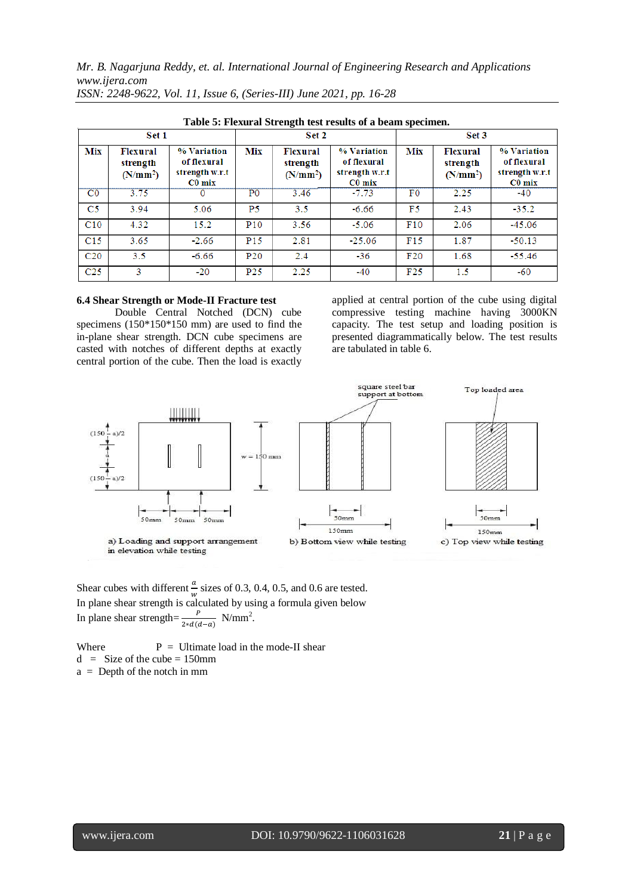**Table 5: Flexural Strength test results of a beam specimen.**

| Set 1 | | | Set 2 | | | Set 3 | | |
|---|---|---|---|---|---|---|---|---|
| Mix | Flexural strength ($N/mm^2$) | % Variation of flexural strength w.r.t C0 mix | Mix | Flexural strength ($N/mm^2$) | % Variation of flexural strength w.r.t C0 mix | Mix | Flexural strength ($N/mm^2$) | % Variation of flexural strength w.r.t C0 mix |
| C0 | 3.75 | 0 | P0 | 3.46 | -7.73 | F0 | 2.25 | -40 |
| C5 | 3.94 | 5.06 | P5 | 3.5 | -6.66 | F5 | 2.43 | -35.2 |
| C10 | 4.32 | 15.2 | P10 | 3.56 | -5.06 | F10 | 2.06 | -45.06 |
| C15 | 3.65 | -2.66 | P15 | 2.81 | -25.06 | F15 | 1.87 | -50.13 |
| C20 | 3.5 | -6.66 | P20 | 2.4 | -36 | F20 | 1.68 | -55.46 |
| C25 | 3 | -20 | P25 | 2.25 | -40 | F25 | 1.5 | -60 |

### 6.4 Shear Strength or Mode-II Fracture test

Double Central Notched (DCN) cube specimens (150*150*150 mm) are used to find the in-plane shear strength. DCN cube specimens are casted with notches of different depths at exactly central portion of the cube. Then the load is exactly applied at central portion of the cube using digital compressive testing machine having 3000KN capacity. The test setup and loading position is presented diagrammatically below. The test results are tabulated in table 6.

a) Loading and support arrangement in elevation while testing   b) Bottom view while testing   c) Top view while testing

Shear cubes with different $\frac{a}{w}$ sizes of 0.3, 0.4, 0.5, and 0.6 are tested.
In plane shear strength is calculated by using a formula given below
In plane shear strength= $\frac{P}{2*d(d-a)}$ $N/mm^2$.

Where P = Ultimate load in the mode-II shear
d = Size of the cube = 150mm
a = Depth of the notch in mm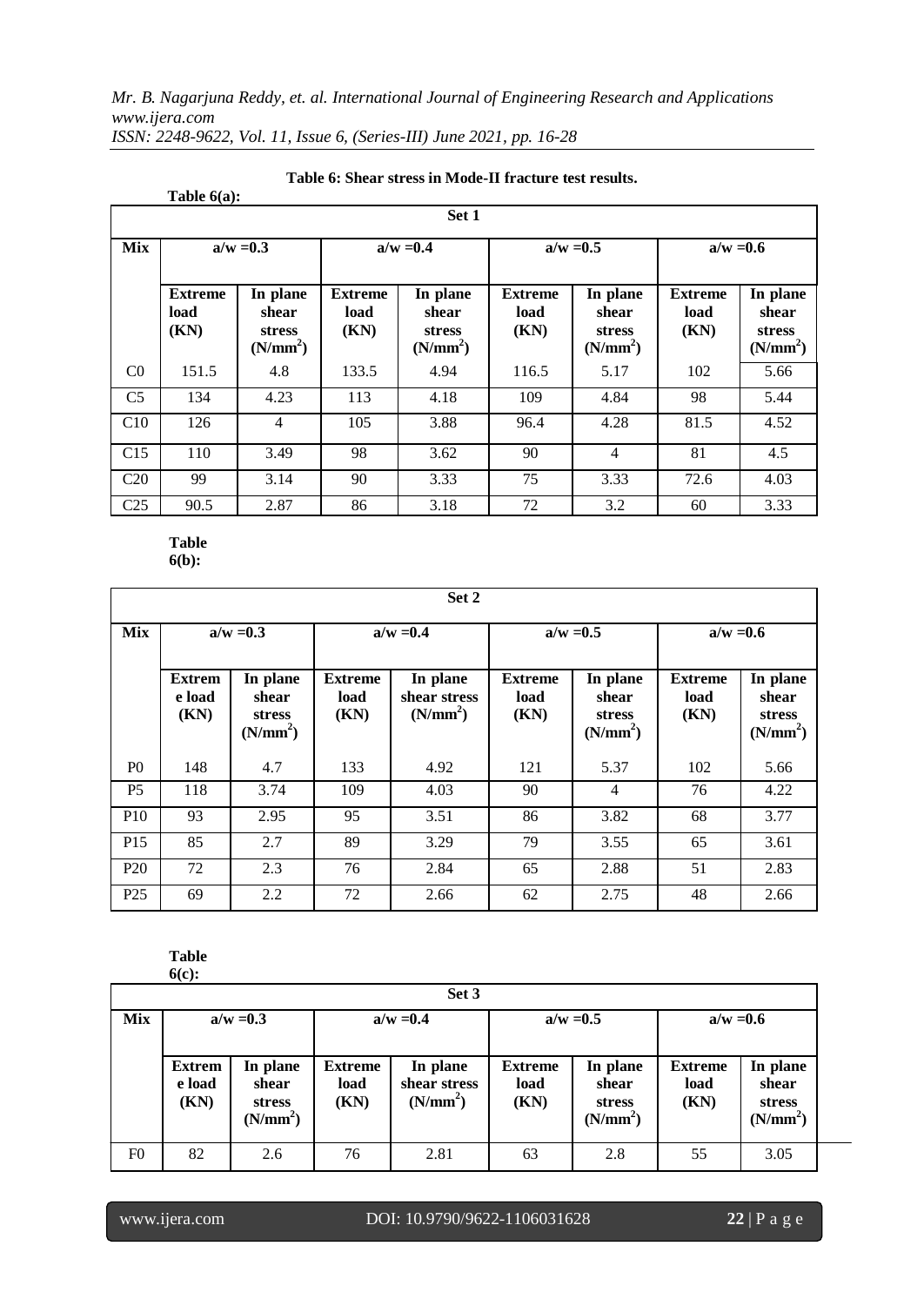**Table 6: Shear stress in Mode-II fracture test results.**

**Table 6(a):**

| Set 1 | | | | | | | | |
|---|---|---|---|---|---|---|---|---|
| **Mix** | **a/w =0.3** | | **a/w =0.4** | | **a/w =0.5** | | **a/w =0.6** | |
| | **Extreme load (KN)** | **In plane shear stress ($N/mm^2$)** | **Extreme load (KN)** | **In plane shear stress ($N/mm^2$)** | **Extreme load (KN)** | **In plane shear stress ($N/mm^2$)** | **Extreme load (KN)** | **In plane shear stress ($N/mm^2$)** |
| C0 | 151.5 | 4.8 | 133.5 | 4.94 | 116.5 | 5.17 | 102 | 5.66 |
| C5 | 134 | 4.23 | 113 | 4.18 | 109 | 4.84 | 98 | 5.44 |
| C10 | 126 | 4 | 105 | 3.88 | 96.4 | 4.28 | 81.5 | 4.52 |
| C15 | 110 | 3.49 | 98 | 3.62 | 90 | 4 | 81 | 4.5 |
| C20 | 99 | 3.14 | 90 | 3.33 | 75 | 3.33 | 72.6 | 4.03 |
| C25 | 90.5 | 2.87 | 86 | 3.18 | 72 | 3.2 | 60 | 3.33 |

**Table 6(b):**

| Set 2 | | | | | | | | |
|---|---|---|---|---|---|---|---|---|
| **Mix** | **a/w =0.3** | | **a/w =0.4** | | **a/w =0.5** | | **a/w =0.6** | |
| | **Extreme load (KN)** | **In plane shear stress ($N/mm^2$)** | **Extreme load (KN)** | **In plane shear stress ($N/mm^2$)** | **Extreme load (KN)** | **In plane shear stress ($N/mm^2$)** | **Extreme load (KN)** | **In plane shear stress ($N/mm^2$)** |
| P0 | 148 | 4.7 | 133 | 4.92 | 121 | 5.37 | 102 | 5.66 |
| P5 | 118 | 3.74 | 109 | 4.03 | 90 | 4 | 76 | 4.22 |
| P10 | 93 | 2.95 | 95 | 3.51 | 86 | 3.82 | 68 | 3.77 |
| P15 | 85 | 2.7 | 89 | 3.29 | 79 | 3.55 | 65 | 3.61 |
| P20 | 72 | 2.3 | 76 | 2.84 | 65 | 2.88 | 51 | 2.83 |
| P25 | 69 | 2.2 | 72 | 2.66 | 62 | 2.75 | 48 | 2.66 |

**Table 6(c):**

| Set 3 | | | | | | | | |
|---|---|---|---|---|---|---|---|---|
| **Mix** | **a/w =0.3** | | **a/w =0.4** | | **a/w =0.5** | | **a/w =0.6** | |
| | **Extreme load (KN)** | **In plane shear stress ($N/mm^2$)** | **Extreme load (KN)** | **In plane shear stress ($N/mm^2$)** | **Extreme load (KN)** | **In plane shear stress ($N/mm^2$)** | **Extreme load (KN)** | **In plane shear stress ($N/mm^2$)** |
| F0 | 82 | 2.6 | 76 | 2.81 | 63 | 2.8 | 55 | 3.05 |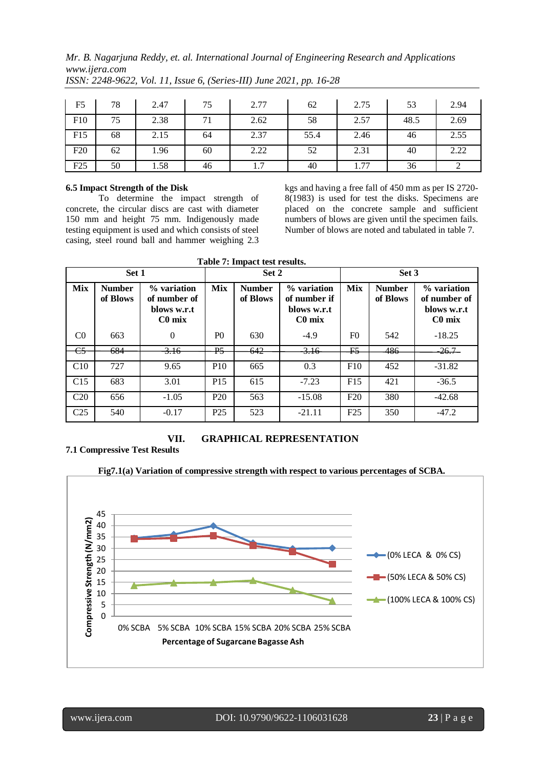| F5 | 78 | 2.47 | 75 | 2.77 | 62 | 2.75 | 53 | 2.94 |
|---|---|---|---|---|---|---|---|---|
| F10 | 75 | 2.38 | 71 | 2.62 | 58 | 2.57 | 48.5 | 2.69 |
| F15 | 68 | 2.15 | 64 | 2.37 | 55.4 | 2.46 | 46 | 2.55 |
| F20 | 62 | 1.96 | 60 | 2.22 | 52 | 2.31 | 40 | 2.22 |
| F25 | 50 | 1.58 | 46 | 1.7 | 40 | 1.77 | 36 | 2 |

**6.5 Impact Strength of the Disk**

To determine the impact strength of concrete, the circular discs are cast with diameter 150 mm and height 75 mm. Indigenously made testing equipment is used and which consists of steel casing, steel round ball and hammer weighing 2.3 kgs and having a free fall of 450 mm as per IS 2720-8(1983) is used for test the disks. Specimens are placed on the concrete sample and sufficient numbers of blows are given until the specimen fails. Number of blows are noted and tabulated in table 7.

**Table 7: Impact test results.**

| Set 1 | | | Set 2 | | | Set 3 | | |
|---|---|---|---|---|---|---|---|---|
| **Mix** | **Number of Blows** | **% variation of number of blows w.r.t C0 mix** | **Mix** | **Number of Blows** | **% variation of number if blows w.r.t C0 mix** | **Mix** | **Number of Blows** | **% variation of number of blows w.r.t C0 mix** |
| C0 | 663 | 0 | P0 | 630 | -4.9 | F0 | 542 | -18.25 |
| C5 | 684 | 3.16 | P5 | 642 | -3.16 | F5 | 486 | -26.7 |
| C10 | 727 | 9.65 | P10 | 665 | 0.3 | F10 | 452 | -31.82 |
| C15 | 683 | 3.01 | P15 | 615 | -7.23 | F15 | 421 | -36.5 |
| C20 | 656 | -1.05 | P20 | 563 | -15.08 | F20 | 380 | -42.68 |
| C25 | 540 | -0.17 | P25 | 523 | -21.11 | F25 | 350 | -47.2 |

## VII. GRAPHICAL REPRESENTATION

**7.1 Compressive Test Results**

**Fig7.1(a) Variation of compressive strength with respect to various percentages of SCBA.**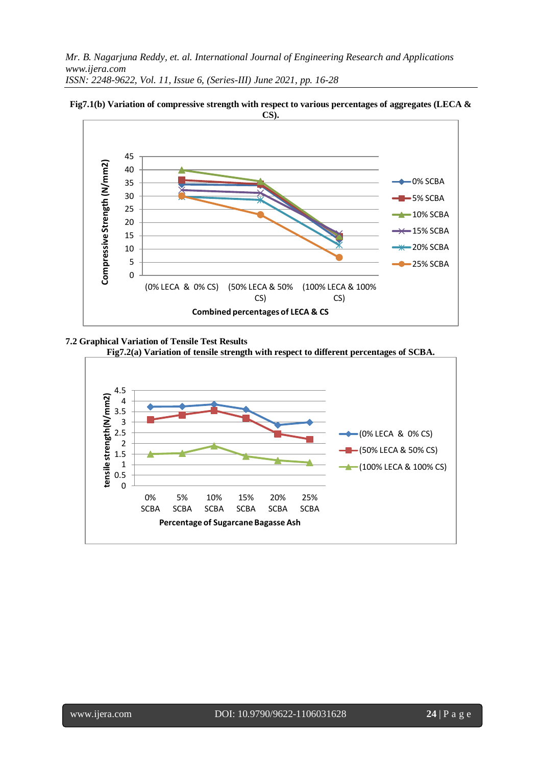**Fig7.1(b) Variation of compressive strength with respect to various percentages of aggregates (LECA & CS).**

## 7.2 Graphical Variation of Tensile Test Results

**Fig7.2(a) Variation of tensile strength with respect to different percentages of SCBA.**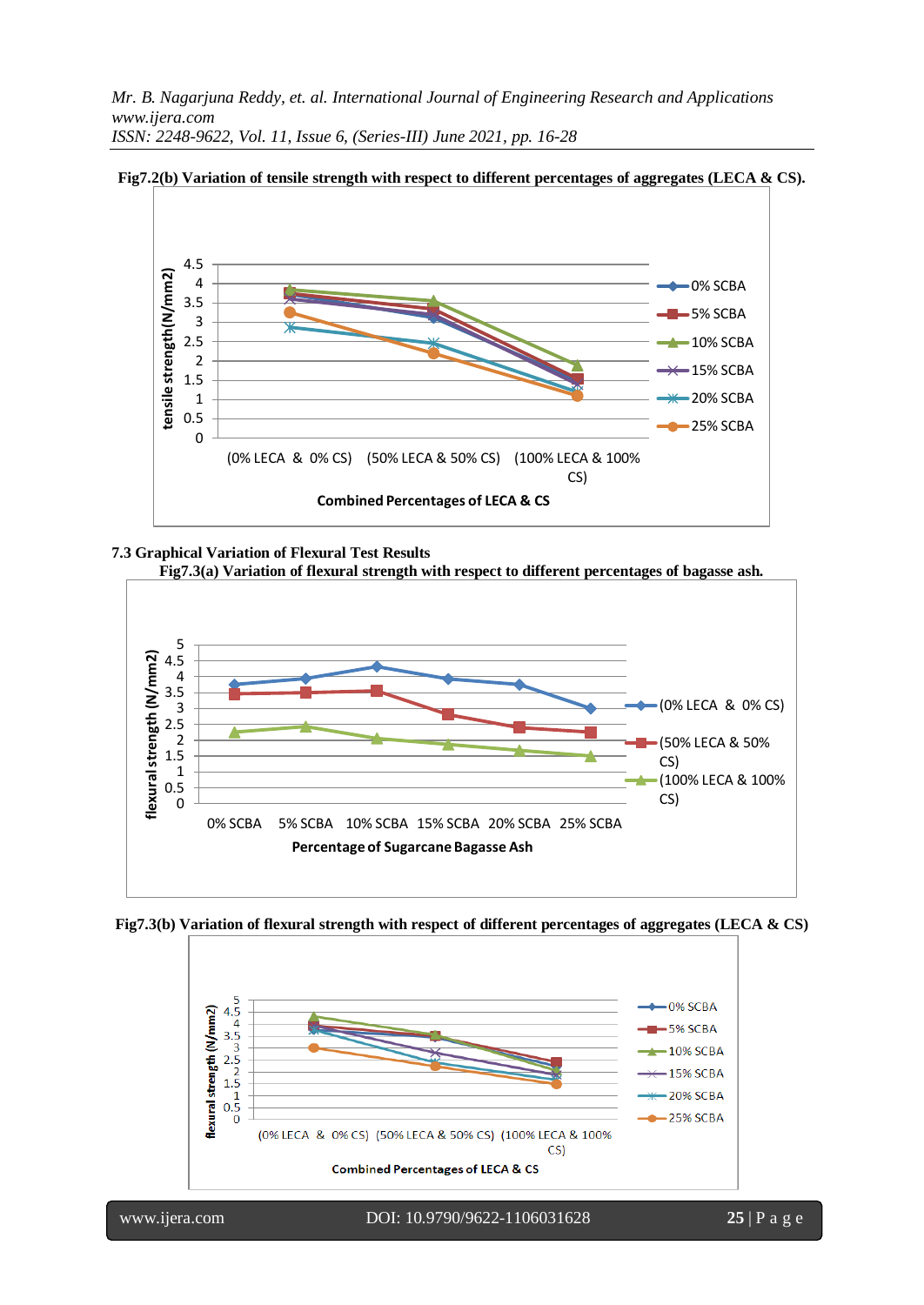**Fig7.2(b) Variation of tensile strength with respect to different percentages of aggregates (LECA & CS).**

### 7.3 Graphical Variation of Flexural Test Results

**Fig7.3(a) Variation of flexural strength with respect to different percentages of bagasse ash.**

**Fig7.3(b) Variation of flexural strength with respect of different percentages of aggregates (LECA & CS)**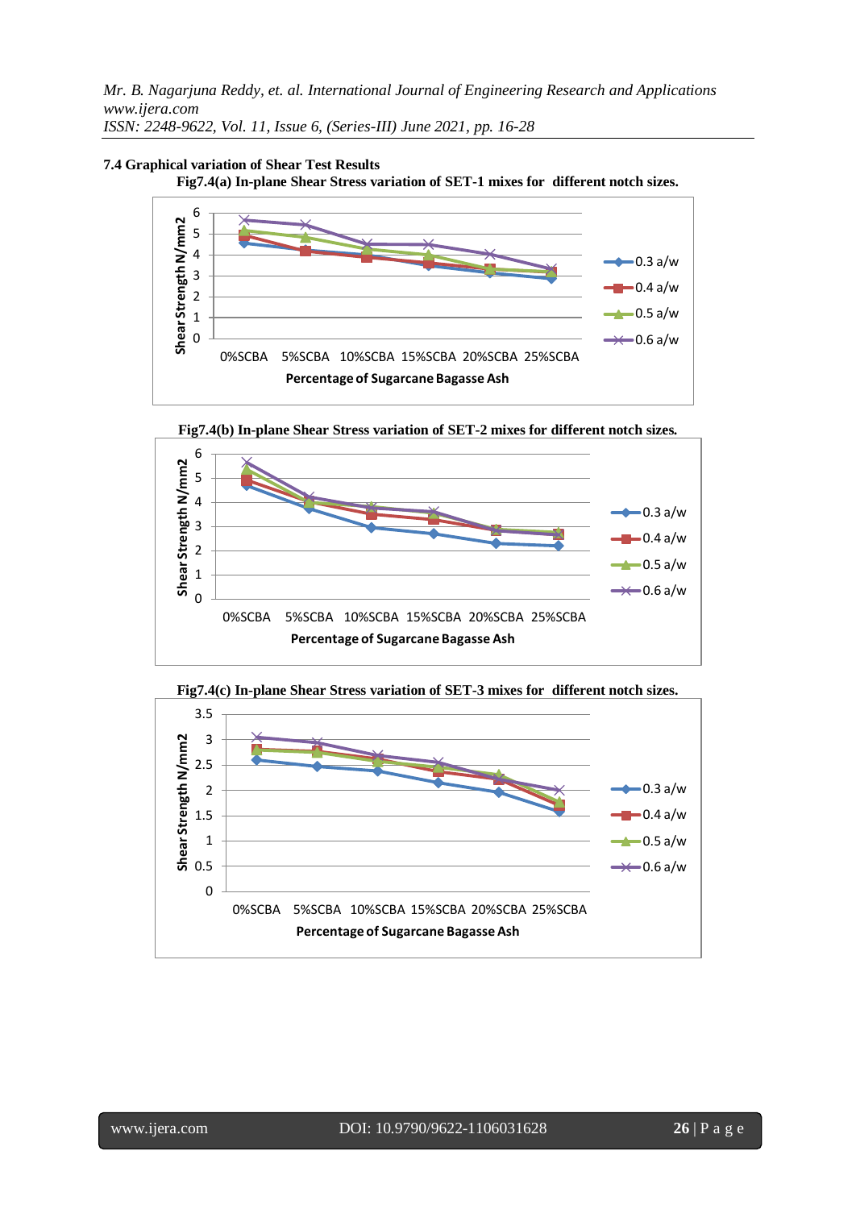### 7.4 Graphical variation of Shear Test Results

**Fig7.4(a) In-plane Shear Stress variation of SET-1 mixes for different notch sizes.**

**Fig7.4(b) In-plane Shear Stress variation of SET-2 mixes for different notch sizes.**

**Fig7.4(c) In-plane Shear Stress variation of SET-3 mixes for different notch sizes.**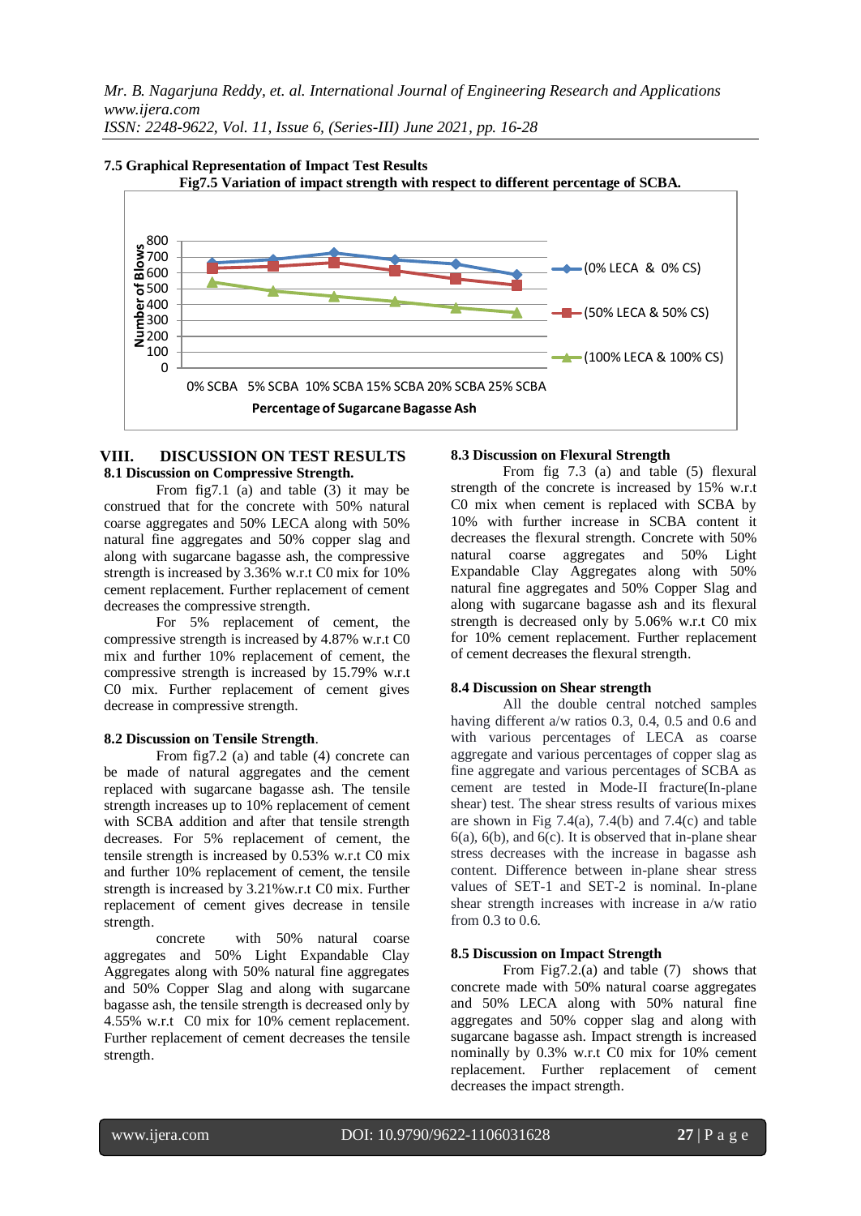### 7.5 Graphical Representation of Impact Test Results

**Fig7.5 Variation of impact strength with respect to different percentage of SCBA.**

## VIII. DISCUSSION ON TEST RESULTS

### 8.1 Discussion on Compressive Strength.

From fig7.1 (a) and table (3) it may be construed that for the concrete with 50% natural coarse aggregates and 50% LECA along with 50% natural fine aggregates and 50% copper slag and along with sugarcane bagasse ash, the compressive strength is increased by 3.36% w.r.t C0 mix for 10% cement replacement. Further replacement of cement decreases the compressive strength.

For 5% replacement of cement, the compressive strength is increased by 4.87% w.r.t C0 mix and further 10% replacement of cement, the compressive strength is increased by 15.79% w.r.t C0 mix. Further replacement of cement gives decrease in compressive strength.

### 8.2 Discussion on Tensile Strength.

From fig7.2 (a) and table (4) concrete can be made of natural aggregates and the cement replaced with sugarcane bagasse ash. The tensile strength increases up to 10% replacement of cement with SCBA addition and after that tensile strength decreases. For 5% replacement of cement, the tensile strength is increased by 0.53% w.r.t C0 mix and further 10% replacement of cement, the tensile strength is increased by 3.21%w.r.t C0 mix. Further replacement of cement gives decrease in tensile strength.

concrete with 50% natural coarse aggregates and 50% Light Expandable Clay Aggregates along with 50% natural fine aggregates and 50% Copper Slag and along with sugarcane bagasse ash, the tensile strength is decreased only by 4.55% w.r.t C0 mix for 10% cement replacement. Further replacement of cement decreases the tensile strength.

### 8.3 Discussion on Flexural Strength

From fig 7.3 (a) and table (5) flexural strength of the concrete is increased by 15% w.r.t C0 mix when cement is replaced with SCBA by 10% with further increase in SCBA content it decreases the flexural strength. Concrete with 50% natural coarse aggregates and 50% Light Expandable Clay Aggregates along with 50% natural fine aggregates and 50% Copper Slag and along with sugarcane bagasse ash and its flexural strength is decreased only by 5.06% w.r.t C0 mix for 10% cement replacement. Further replacement of cement decreases the flexural strength.

### 8.4 Discussion on Shear strength

All the double central notched samples having different a/w ratios 0.3, 0.4, 0.5 and 0.6 and with various percentages of LECA as coarse aggregate and various percentages of copper slag as fine aggregate and various percentages of SCBA as cement are tested in Mode-II fracture(In-plane shear) test. The shear stress results of various mixes are shown in Fig 7.4(a), 7.4(b) and 7.4(c) and table 6(a), 6(b), and 6(c). It is observed that in-plane shear stress decreases with the increase in bagasse ash content. Difference between in-plane shear stress values of SET-1 and SET-2 is nominal. In-plane shear strength increases with increase in a/w ratio from 0.3 to 0.6.

### 8.5 Discussion on Impact Strength

From Fig7.2.(a) and table (7) shows that concrete made with 50% natural coarse aggregates and 50% LECA along with 50% natural fine aggregates and 50% copper slag and along with sugarcane bagasse ash. Impact strength is increased nominally by 0.3% w.r.t C0 mix for 10% cement replacement. Further replacement of cement decreases the impact strength.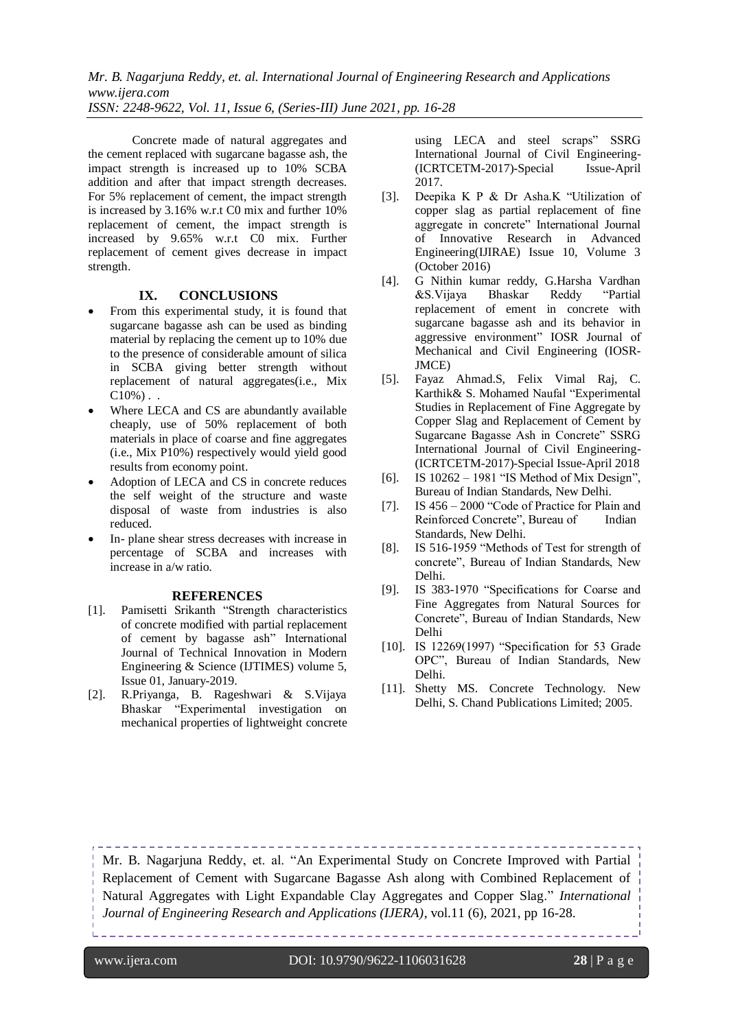Concrete made of natural aggregates and the cement replaced with sugarcane bagasse ash, the impact strength is increased up to 10% SCBA addition and after that impact strength decreases. For 5% replacement of cement, the impact strength is increased by 3.16% w.r.t C0 mix and further 10% replacement of cement, the impact strength is increased by 9.65% w.r.t C0 mix. Further replacement of cement gives decrease in impact strength.

## IX. CONCLUSIONS

- From this experimental study, it is found that sugarcane bagasse ash can be used as binding material by replacing the cement up to 10% due to the presence of considerable amount of silica in SCBA giving better strength without replacement of natural aggregates(i.e., Mix C10%) . .
- Where LECA and CS are abundantly available cheaply, use of 50% replacement of both materials in place of coarse and fine aggregates (i.e., Mix P10%) respectively would yield good results from economy point.
- Adoption of LECA and CS in concrete reduces the self weight of the structure and waste disposal of waste from industries is also reduced.
- In- plane shear stress decreases with increase in percentage of SCBA and increases with increase in a/w ratio.

## REFERENCES

[1]. Pamisetti Srikanth "Strength characteristics of concrete modified with partial replacement of cement by bagasse ash" International Journal of Technical Innovation in Modern Engineering & Science (IJTIMES) volume 5, Issue 01, January-2019.

[2]. R.Priyanga, B. Rageshwari & S.Vijaya Bhaskar "Experimental investigation on mechanical properties of lightweight concrete using LECA and steel scraps" SSRG International Journal of Civil Engineering-(ICRTCETM-2017)-Special Issue-April 2017.

[3]. Deepika K P & Dr Asha.K "Utilization of copper slag as partial replacement of fine aggregate in concrete" International Journal of Innovative Research in Advanced Engineering(IJIRAE) Issue 10, Volume 3 (October 2016)

[4]. G Nithin kumar reddy, G.Harsha Vardhan &S.Vijaya Bhaskar Reddy "Partial replacement of ement in concrete with sugarcane bagasse ash and its behavior in aggressive environment" IOSR Journal of Mechanical and Civil Engineering (IOSR-JMCE)

[5]. Fayaz Ahmad.S, Felix Vimal Raj, C. Karthik& S. Mohamed Naufal "Experimental Studies in Replacement of Fine Aggregate by Copper Slag and Replacement of Cement by Sugarcane Bagasse Ash in Concrete" SSRG International Journal of Civil Engineering-(ICRTCETM-2017)-Special Issue-April 2018

[6]. IS 10262 – 1981 "IS Method of Mix Design", Bureau of Indian Standards, New Delhi.

[7]. IS 456 – 2000 "Code of Practice for Plain and Reinforced Concrete", Bureau of Indian Standards, New Delhi.

[8]. IS 516-1959 "Methods of Test for strength of concrete", Bureau of Indian Standards, New Delhi.

[9]. IS 383-1970 "Specifications for Coarse and Fine Aggregates from Natural Sources for Concrete", Bureau of Indian Standards, New Delhi

[10]. IS 12269(1997) "Specification for 53 Grade OPC", Bureau of Indian Standards, New Delhi.

[11]. Shetty MS. Concrete Technology. New Delhi, S. Chand Publications Limited; 2005.

Mr. B. Nagarjuna Reddy, et. al. "An Experimental Study on Concrete Improved with Partial Replacement of Cement with Sugarcane Bagasse Ash along with Combined Replacement of Natural Aggregates with Light Expandable Clay Aggregates and Copper Slag." *International Journal of Engineering Research and Applications (IJERA)*, vol.11 (6), 2021, pp 16-28.